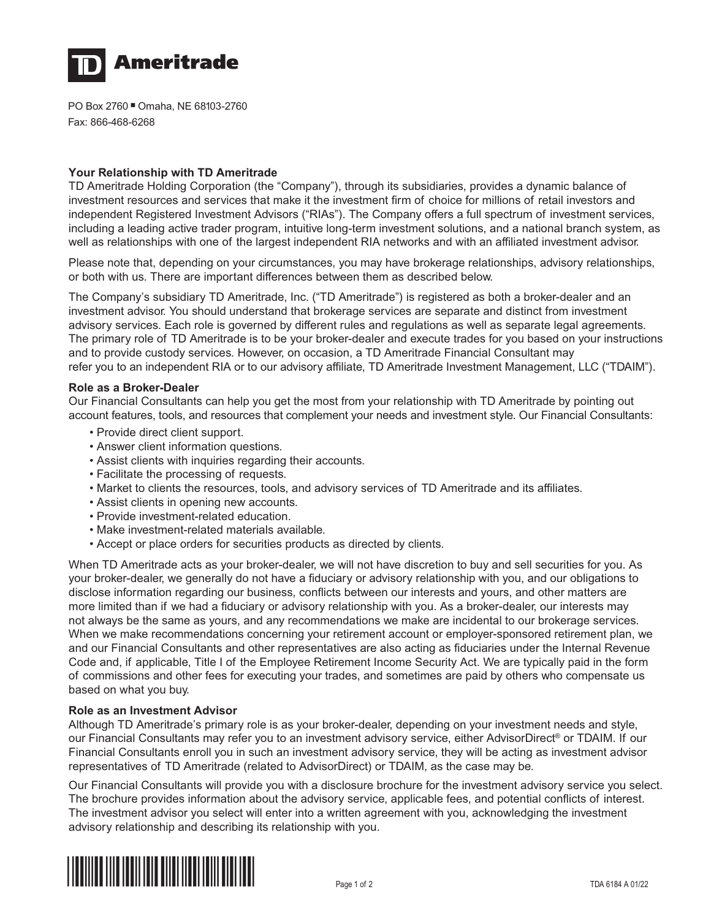# TD Ameritrade

PO Box 2760 ▪ Omaha, NE 68103-2760
Fax: 866-468-6268

## Your Relationship with TD Ameritrade

TD Ameritrade Holding Corporation (the "Company"), through its subsidiaries, provides a dynamic balance of investment resources and services that make it the investment firm of choice for millions of retail investors and independent Registered Investment Advisors ("RIAs"). The Company offers a full spectrum of investment services, including a leading active trader program, intuitive long-term investment solutions, and a national branch system, as well as relationships with one of the largest independent RIA networks and with an affiliated investment advisor.

Please note that, depending on your circumstances, you may have brokerage relationships, advisory relationships, or both with us. There are important differences between them as described below.

The Company's subsidiary TD Ameritrade, Inc. ("TD Ameritrade") is registered as both a broker-dealer and an investment advisor. You should understand that brokerage services are separate and distinct from investment advisory services. Each role is governed by different rules and regulations as well as separate legal agreements. The primary role of TD Ameritrade is to be your broker-dealer and execute trades for you based on your instructions and to provide custody services. However, on occasion, a TD Ameritrade Financial Consultant may refer you to an independent RIA or to our advisory affiliate, TD Ameritrade Investment Management, LLC ("TDAIM").

### Role as a Broker-Dealer

Our Financial Consultants can help you get the most from your relationship with TD Ameritrade by pointing out account features, tools, and resources that complement your needs and investment style. Our Financial Consultants:

- Provide direct client support.
- Answer client information questions.
- Assist clients with inquiries regarding their accounts.
- Facilitate the processing of requests.
- Market to clients the resources, tools, and advisory services of TD Ameritrade and its affiliates.
- Assist clients in opening new accounts.
- Provide investment-related education.
- Make investment-related materials available.
- Accept or place orders for securities products as directed by clients.

When TD Ameritrade acts as your broker-dealer, we will not have discretion to buy and sell securities for you. As your broker-dealer, we generally do not have a fiduciary or advisory relationship with you, and our obligations to disclose information regarding our business, conflicts between our interests and yours, and other matters are more limited than if we had a fiduciary or advisory relationship with you. As a broker-dealer, our interests may not always be the same as yours, and any recommendations we make are incidental to our brokerage services. When we make recommendations concerning your retirement account or employer-sponsored retirement plan, we and our Financial Consultants and other representatives are also acting as fiduciaries under the Internal Revenue Code and, if applicable, Title I of the Employee Retirement Income Security Act. We are typically paid in the form of commissions and other fees for executing your trades, and sometimes are paid by others who compensate us based on what you buy.

### Role as an Investment Advisor

Although TD Ameritrade's primary role is as your broker-dealer, depending on your investment needs and style, our Financial Consultants may refer you to an investment advisory service, either AdvisorDirect® or TDAIM. If our Financial Consultants enroll you in such an investment advisory service, they will be acting as investment advisor representatives of TD Ameritrade (related to AdvisorDirect) or TDAIM, as the case may be.

Our Financial Consultants will provide you with a disclosure brochure for the investment advisory service you select. The brochure provides information about the advisory service, applicable fees, and potential conflicts of interest. The investment advisor you select will enter into a written agreement with you, acknowledging the investment advisory relationship and describing its relationship with you.

TDA 6184 A 01/22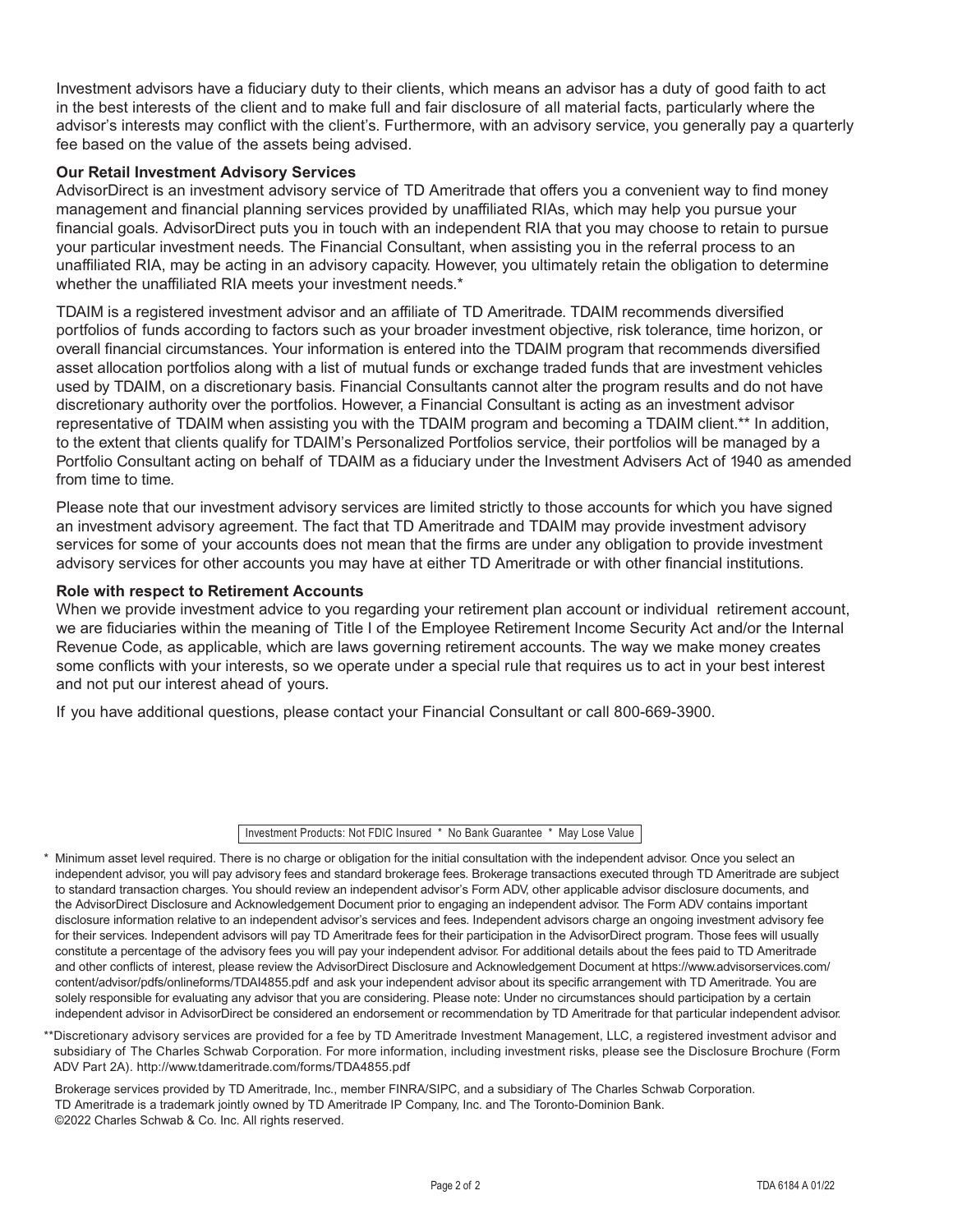Investment advisors have a fiduciary duty to their clients, which means an advisor has a duty of good faith to act in the best interests of the client and to make full and fair disclosure of all material facts, particularly where the advisor's interests may conflict with the client's. Furthermore, with an advisory service, you generally pay a quarterly fee based on the value of the assets being advised.

**Our Retail Investment Advisory Services**

AdvisorDirect is an investment advisory service of TD Ameritrade that offers you a convenient way to find money management and financial planning services provided by unaffiliated RIAs, which may help you pursue your financial goals. AdvisorDirect puts you in touch with an independent RIA that you may choose to retain to pursue your particular investment needs. The Financial Consultant, when assisting you in the referral process to an unaffiliated RIA, may be acting in an advisory capacity. However, you ultimately retain the obligation to determine whether the unaffiliated RIA meets your investment needs.*

TDAIM is a registered investment advisor and an affiliate of TD Ameritrade. TDAIM recommends diversified portfolios of funds according to factors such as your broader investment objective, risk tolerance, time horizon, or overall financial circumstances. Your information is entered into the TDAIM program that recommends diversified asset allocation portfolios along with a list of mutual funds or exchange traded funds that are investment vehicles used by TDAIM, on a discretionary basis. Financial Consultants cannot alter the program results and do not have discretionary authority over the portfolios. However, a Financial Consultant is acting as an investment advisor representative of TDAIM when assisting you with the TDAIM program and becoming a TDAIM client.** In addition, to the extent that clients qualify for TDAIM's Personalized Portfolios service, their portfolios will be managed by a Portfolio Consultant acting on behalf of TDAIM as a fiduciary under the Investment Advisers Act of 1940 as amended from time to time.

Please note that our investment advisory services are limited strictly to those accounts for which you have signed an investment advisory agreement. The fact that TD Ameritrade and TDAIM may provide investment advisory services for some of your accounts does not mean that the firms are under any obligation to provide investment advisory services for other accounts you may have at either TD Ameritrade or with other financial institutions.

**Role with respect to Retirement Accounts**

When we provide investment advice to you regarding your retirement plan account or individual retirement account, we are fiduciaries within the meaning of Title I of the Employee Retirement Income Security Act and/or the Internal Revenue Code, as applicable, which are laws governing retirement accounts. The way we make money creates some conflicts with your interests, so we operate under a special rule that requires us to act in your best interest and not put our interest ahead of yours.

If you have additional questions, please contact your Financial Consultant or call 800-669-3900.

Investment Products: Not FDIC Insured * No Bank Guarantee * May Lose Value

\* Minimum asset level required. There is no charge or obligation for the initial consultation with the independent advisor. Once you select an independent advisor, you will pay advisory fees and standard brokerage fees. Brokerage transactions executed through TD Ameritrade are subject to standard transaction charges. You should review an independent advisor's Form ADV, other applicable advisor disclosure documents, and the AdvisorDirect Disclosure and Acknowledgement Document prior to engaging an independent advisor. The Form ADV contains important disclosure information relative to an independent advisor's services and fees. Independent advisors charge an ongoing investment advisory fee for their services. Independent advisors will pay TD Ameritrade fees for their participation in the AdvisorDirect program. Those fees will usually constitute a percentage of the advisory fees you will pay your independent advisor. For additional details about the fees paid to TD Ameritrade and other conflicts of interest, please review the AdvisorDirect Disclosure and Acknowledgement Document at https://www.advisorservices.com/content/advisor/pdfs/onlineforms/TDAI4855.pdf and ask your independent advisor about its specific arrangement with TD Ameritrade. You are solely responsible for evaluating any advisor that you are considering. Please note: Under no circumstances should participation by a certain independent advisor in AdvisorDirect be considered an endorsement or recommendation by TD Ameritrade for that particular independent advisor.

\*\*Discretionary advisory services are provided for a fee by TD Ameritrade Investment Management, LLC, a registered investment advisor and subsidiary of The Charles Schwab Corporation. For more information, including investment risks, please see the Disclosure Brochure (Form ADV Part 2A). http://www.tdameritrade.com/forms/TDA4855.pdf

Brokerage services provided by TD Ameritrade, Inc., member FINRA/SIPC, and a subsidiary of The Charles Schwab Corporation.
TD Ameritrade is a trademark jointly owned by TD Ameritrade IP Company, Inc. and The Toronto-Dominion Bank.
©2022 Charles Schwab & Co. Inc. All rights reserved.

TDA 6184 A 01/22